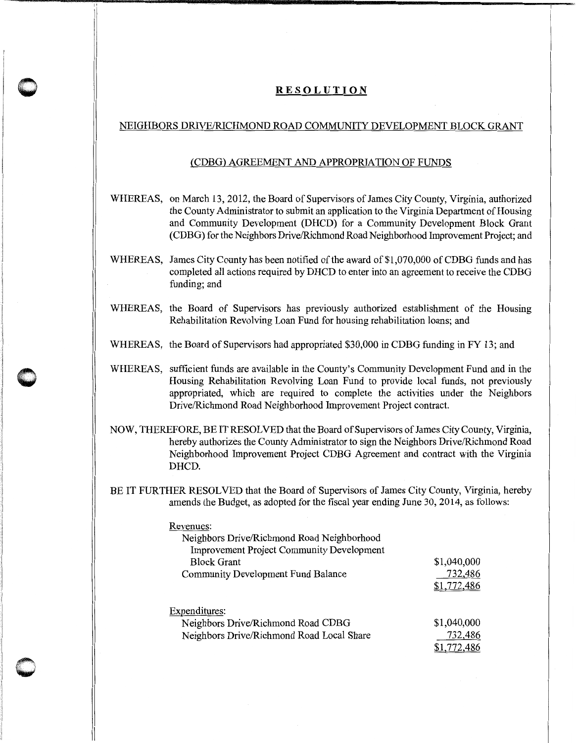# RESOLUTION

## NEIGHBORS DRIVE/RICHMOND ROAD COMMUNITY DEVELOPMENT BLOCK GRANT

## (CDBG) AGREEMENT AND APPROPRIATION OF FUNDS

WHEREAS, on March 13, 2012, the Board of Supervisors of James City County, Virginia, authorized the County Administrator to submit an application to the Virginia Department of Housing and Community Development (DHCD) for a Community Development Block Grant (CDBG) for the Neighbors Drive/Richmond Road Neighborhood Improvement Project; and

WHEREAS, James City County has been notified of the award of $1,070,000 of CDBG funds and has completed all actions required by DHCD to enter into an agreement to receive the CDBG funding; and

WHEREAS, the Board of Supervisors has previously authorized establishment of the Housing Rehabilitation Revolving Loan Fund for housing rehabilitation loans; and

WHEREAS, the Board of Supervisors had appropriated $30,000 in CDBG funding in FY 13; and

WHEREAS, sufficient funds are available in the County's Community Development Fund and in the Housing Rehabilitation Revolving Loan Fund to provide local funds, not previously appropriated, which are required to complete the activities under the Neighbors Drive/Richmond Road Neighborhood Improvement Project contract.

NOW, THEREFORE, BE IT RESOLVED that the Board of Supervisors of James City County, Virginia, hereby authorizes the County Administrator to sign the Neighbors Drive/Richmond Road Neighborhood Improvement Project CDBG Agreement and contract with the Virginia DHCD.

BE IT FURTHER RESOLVED that the Board of Supervisors of James City County, Virginia, hereby amends the Budget, as adopted for the fiscal year ending June 30, 2014, as follows:

| Revenues: | |
|---|---|
| Neighbors Drive/Richmond Road Neighborhood Improvement Project Community Development Block Grant | $1,040,000 |
| Community Development Fund Balance | 732,486 |
| | $1,772,486 |

| Expenditures: | |
|---|---|
| Neighbors Drive/Richmond Road CDBG | $1,040,000 |
| Neighbors Drive/Richmond Road Local Share | 732,486 |
| | $1,772,486 |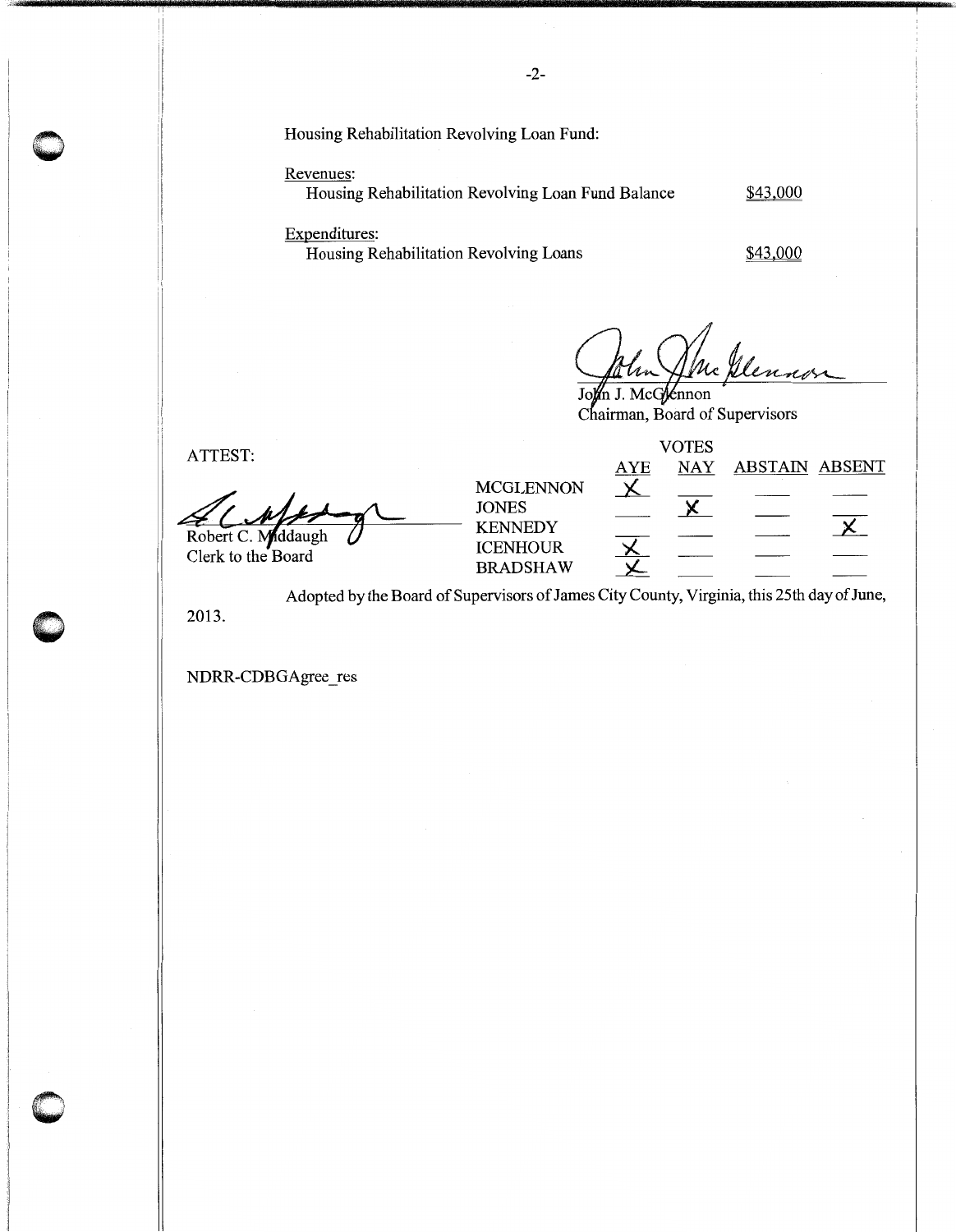Housing Rehabilitation Revolving Loan Fund:

Revenues:

| | |
|---|---|
| Housing Rehabilitation Revolving Loan Fund Balance | $43,000 |

Expenditures:

| | |
|---|---|
| Housing Rehabilitation Revolving Loans | $43,000 |

John J. McGlennon
Chairman, Board of Supervisors

ATTEST:

Robert C. Middaugh
Clerk to the Board

| | VOTES AYE | NAY | ABSTAIN | ABSENT |
|---|---|---|---|---|
| MCGLENNON | X | | | |
| JONES | | X | | |
| KENNEDY | | | | X |
| ICENHOUR | X | | | |
| BRADSHAW | X | | | |

Adopted by the Board of Supervisors of James City County, Virginia, this 25th day of June, 2013.

NDRR-CDBGAgree_res